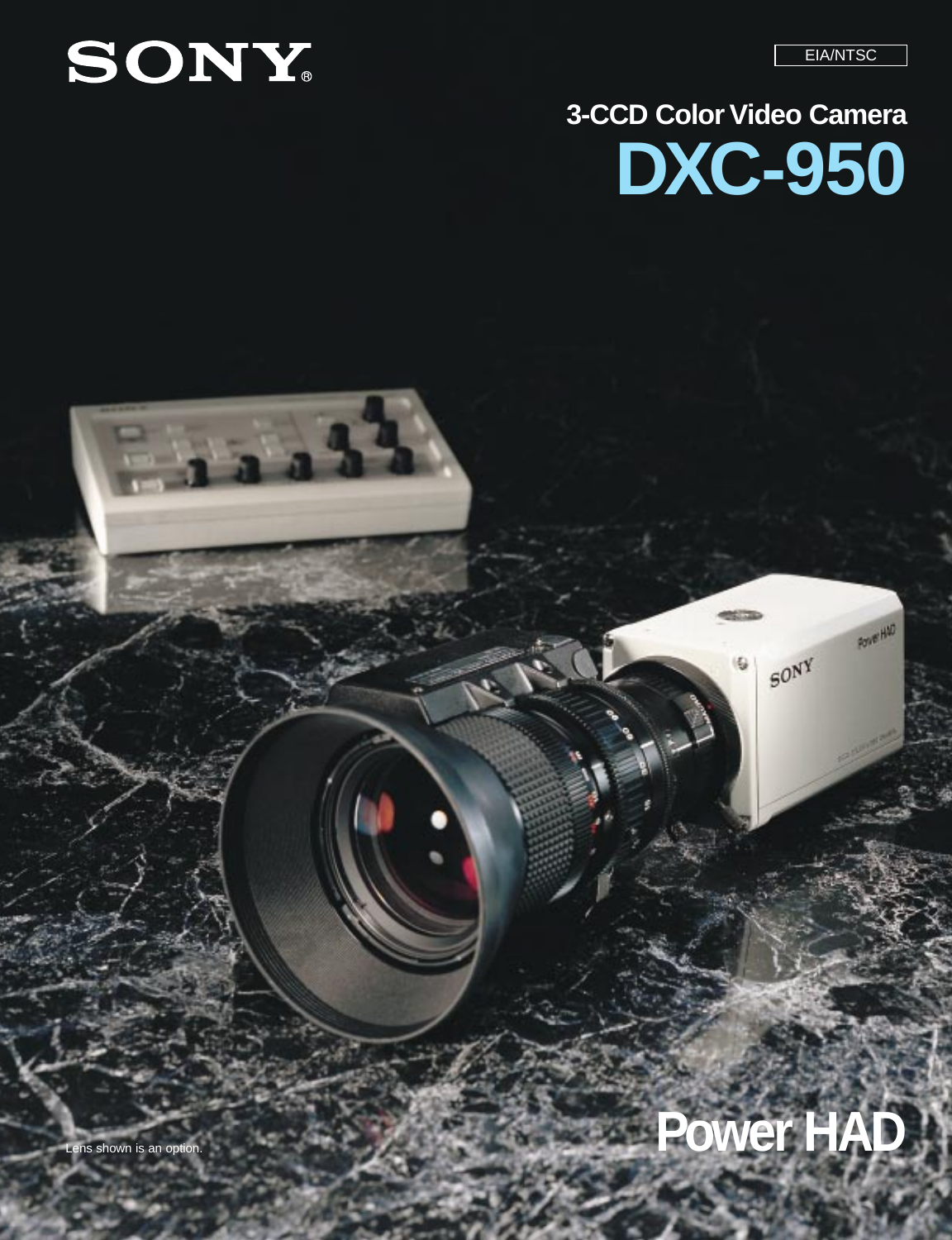SONY

EIA/NTSC

## 3-CCD Color Video Camera

# DXC-950

Lens shown is an option.

**Power HAD**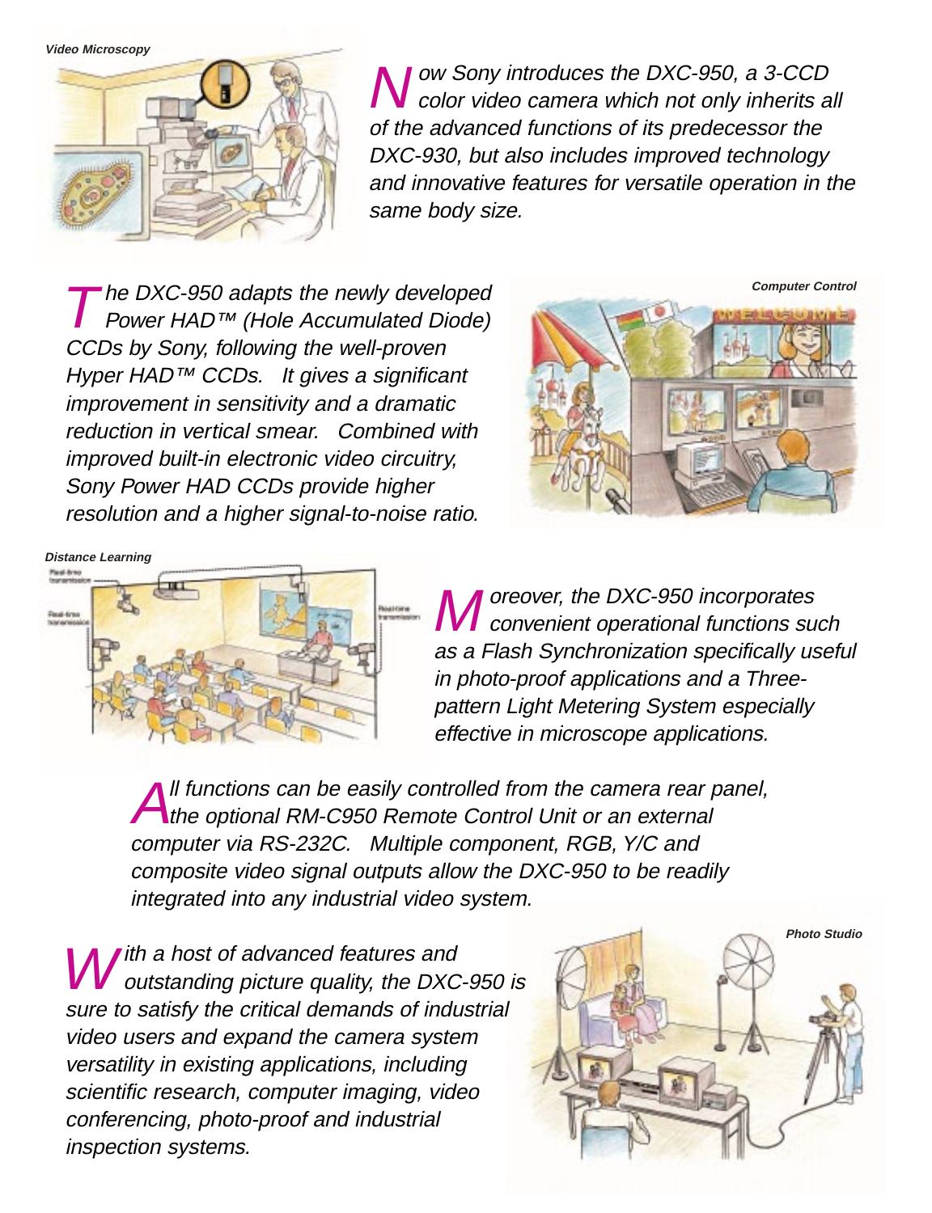Video Microscopy

*Now Sony introduces the DXC-950, a 3-CCD color video camera which not only inherits all of the advanced functions of its predecessor the DXC-930, but also includes improved technology and innovative features for versatile operation in the same body size.*

*The DXC-950 adapts the newly developed Power HAD™ (Hole Accumulated Diode) CCDs by Sony, following the well-proven Hyper HAD™ CCDs. It gives a significant improvement in sensitivity and a dramatic reduction in vertical smear. Combined with improved built-in electronic video circuitry, Sony Power HAD CCDs provide higher resolution and a higher signal-to-noise ratio.*

Computer Control

Distance Learning

*Moreover, the DXC-950 incorporates convenient operational functions such as a Flash Synchronization specifically useful in photo-proof applications and a Three-pattern Light Metering System especially effective in microscope applications.*

*All functions can be easily controlled from the camera rear panel, the optional RM-C950 Remote Control Unit or an external computer via RS-232C. Multiple component, RGB, Y/C and composite video signal outputs allow the DXC-950 to be readily integrated into any industrial video system.*

*With a host of advanced features and outstanding picture quality, the DXC-950 is sure to satisfy the critical demands of industrial video users and expand the camera system versatility in existing applications, including scientific research, computer imaging, video conferencing, photo-proof and industrial inspection systems.*

Photo Studio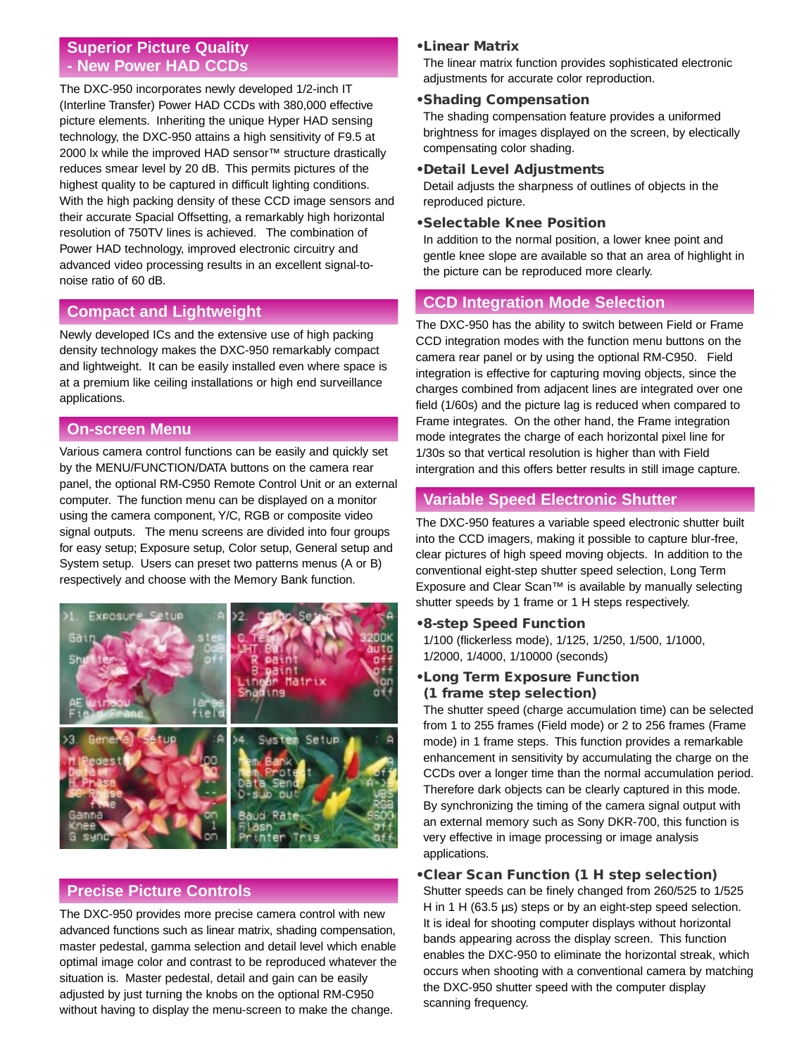## Superior Picture Quality - New Power HAD CCDs

The DXC-950 incorporates newly developed 1/2-inch IT (Interline Transfer) Power HAD CCDs with 380,000 effective picture elements. Inheriting the unique Hyper HAD sensing technology, the DXC-950 attains a high sensitivity of F9.5 at 2000 lx while the improved HAD sensor™ structure drastically reduces smear level by 20 dB. This permits pictures of the highest quality to be captured in difficult lighting conditions. With the high packing density of these CCD image sensors and their accurate Spacial Offsetting, a remarkably high horizontal resolution of 750TV lines is achieved. The combination of Power HAD technology, improved electronic circuitry and advanced video processing results in an excellent signal-to-noise ratio of 60 dB.

## Compact and Lightweight

Newly developed ICs and the extensive use of high packing density technology makes the DXC-950 remarkably compact and lightweight. It can be easily installed even where space is at a premium like ceiling installations or high end surveillance applications.

## On-screen Menu

Various camera control functions can be easily and quickly set by the MENU/FUNCTION/DATA buttons on the camera rear panel, the optional RM-C950 Remote Control Unit or an external computer. The function menu can be displayed on a monitor using the camera component, Y/C, RGB or composite video signal outputs. The menu screens are divided into four groups for easy setup; Exposure setup, Color setup, General setup and System setup. Users can preset two patterns menus (A or B) respectively and choose with the Memory Bank function.

## Precise Picture Controls

The DXC-950 provides more precise camera control with new advanced functions such as linear matrix, shading compensation, master pedestal, gamma selection and detail level which enable optimal image color and contrast to be reproduced whatever the situation is. Master pedestal, detail and gain can be easily adjusted by just turning the knobs on the optional RM-C950 without having to display the menu-screen to make the change.

**•Linear Matrix**

The linear matrix function provides sophisticated electronic adjustments for accurate color reproduction.

**•Shading Compensation**

The shading compensation feature provides a uniformed brightness for images displayed on the screen, by electically compensating color shading.

**•Detail Level Adjustments**

Detail adjusts the sharpness of outlines of objects in the reproduced picture.

**•Selectable Knee Position**

In addition to the normal position, a lower knee point and gentle knee slope are available so that an area of highlight in the picture can be reproduced more clearly.

## CCD Integration Mode Selection

The DXC-950 has the ability to switch between Field or Frame CCD integration modes with the function menu buttons on the camera rear panel or by using the optional RM-C950. Field integration is effective for capturing moving objects, since the charges combined from adjacent lines are integrated over one field (1/60s) and the picture lag is reduced when compared to Frame integrates. On the other hand, the Frame integration mode integrates the charge of each horizontal pixel line for 1/30s so that vertical resolution is higher than with Field intergration and this offers better results in still image capture.

## Variable Speed Electronic Shutter

The DXC-950 features a variable speed electronic shutter built into the CCD imagers, making it possible to capture blur-free, clear pictures of high speed moving objects. In addition to the conventional eight-step shutter speed selection, Long Term Exposure and Clear Scan™ is available by manually selecting shutter speeds by 1 frame or 1 H steps respectively.

**•8-step Speed Function**

1/100 (flickerless mode), 1/125, 1/250, 1/500, 1/1000, 1/2000, 1/4000, 1/10000 (seconds)

**•Long Term Exposure Function (1 frame step selection)**

The shutter speed (charge accumulation time) can be selected from 1 to 255 frames (Field mode) or 2 to 256 frames (Frame mode) in 1 frame steps. This function provides a remarkable enhancement in sensitivity by accumulating the charge on the CCDs over a longer time than the normal accumulation period. Therefore dark objects can be clearly captured in this mode. By synchronizing the timing of the camera signal output with an external memory such as Sony DKR-700, this function is very effective in image processing or image analysis applications.

**•Clear Scan Function (1 H step selection)**

Shutter speeds can be finely changed from 260/525 to 1/525 H in 1 H (63.5 µs) steps or by an eight-step speed selection. It is ideal for shooting computer displays without horizontal bands appearing across the display screen. This function enables the DXC-950 to eliminate the horizontal streak, which occurs when shooting with a conventional camera by matching the DXC-950 shutter speed with the computer display scanning frequency.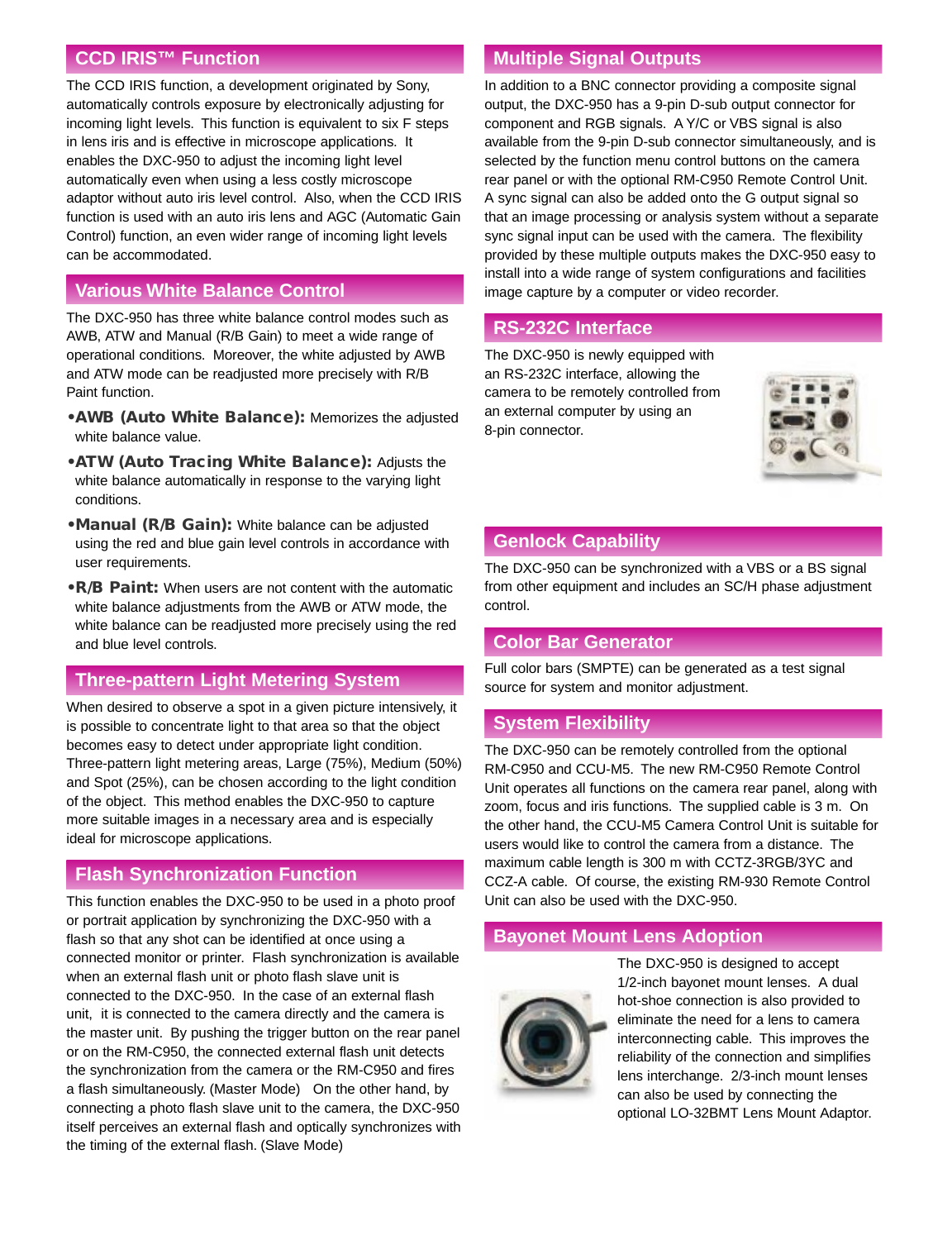## CCD IRIS™ Function

The CCD IRIS function, a development originated by Sony, automatically controls exposure by electronically adjusting for incoming light levels. This function is equivalent to six F steps in lens iris and is effective in microscope applications. It enables the DXC-950 to adjust the incoming light level automatically even when using a less costly microscope adaptor without auto iris level control. Also, when the CCD IRIS function is used with an auto iris lens and AGC (Automatic Gain Control) function, an even wider range of incoming light levels can be accommodated.

## Various White Balance Control

The DXC-950 has three white balance control modes such as AWB, ATW and Manual (R/B Gain) to meet a wide range of operational conditions. Moreover, the white adjusted by AWB and ATW mode can be readjusted more precisely with R/B Paint function.

- **AWB (Auto White Balance):** Memorizes the adjusted white balance value.
- **ATW (Auto Tracing White Balance):** Adjusts the white balance automatically in response to the varying light conditions.
- **Manual (R/B Gain):** White balance can be adjusted using the red and blue gain level controls in accordance with user requirements.
- **R/B Paint:** When users are not content with the automatic white balance adjustments from the AWB or ATW mode, the white balance can be readjusted more precisely using the red and blue level controls.

## Three-pattern Light Metering System

When desired to observe a spot in a given picture intensively, it is possible to concentrate light to that area so that the object becomes easy to detect under appropriate light condition. Three-pattern light metering areas, Large (75%), Medium (50%) and Spot (25%), can be chosen according to the light condition of the object. This method enables the DXC-950 to capture more suitable images in a necessary area and is especially ideal for microscope applications.

## Flash Synchronization Function

This function enables the DXC-950 to be used in a photo proof or portrait application by synchronizing the DXC-950 with a flash so that any shot can be identified at once using a connected monitor or printer. Flash synchronization is available when an external flash unit or photo flash slave unit is connected to the DXC-950. In the case of an external flash unit, it is connected to the camera directly and the camera is the master unit. By pushing the trigger button on the rear panel or on the RM-C950, the connected external flash unit detects the synchronization from the camera or the RM-C950 and fires a flash simultaneously. (Master Mode) On the other hand, by connecting a photo flash slave unit to the camera, the DXC-950 itself perceives an external flash and optically synchronizes with the timing of the external flash. (Slave Mode)

## Multiple Signal Outputs

In addition to a BNC connector providing a composite signal output, the DXC-950 has a 9-pin D-sub output connector for component and RGB signals. A Y/C or VBS signal is also available from the 9-pin D-sub connector simultaneously, and is selected by the function menu control buttons on the camera rear panel or with the optional RM-C950 Remote Control Unit. A sync signal can also be added onto the G output signal so that an image processing or analysis system without a separate sync signal input can be used with the camera. The flexibility provided by these multiple outputs makes the DXC-950 easy to install into a wide range of system configurations and facilities image capture by a computer or video recorder.

## RS-232C Interface

The DXC-950 is newly equipped with an RS-232C interface, allowing the camera to be remotely controlled from an external computer by using an 8-pin connector.

## Genlock Capability

The DXC-950 can be synchronized with a VBS or a BS signal from other equipment and includes an SC/H phase adjustment control.

## Color Bar Generator

Full color bars (SMPTE) can be generated as a test signal source for system and monitor adjustment.

## System Flexibility

The DXC-950 can be remotely controlled from the optional RM-C950 and CCU-M5. The new RM-C950 Remote Control Unit operates all functions on the camera rear panel, along with zoom, focus and iris functions. The supplied cable is 3 m. On the other hand, the CCU-M5 Camera Control Unit is suitable for users would like to control the camera from a distance. The maximum cable length is 300 m with CCTZ-3RGB/3YC and CCZ-A cable. Of course, the existing RM-930 Remote Control Unit can also be used with the DXC-950.

## Bayonet Mount Lens Adoption

The DXC-950 is designed to accept 1/2-inch bayonet mount lenses. A dual hot-shoe connection is also provided to eliminate the need for a lens to camera interconnecting cable. This improves the reliability of the connection and simplifies lens interchange. 2/3-inch mount lenses can also be used by connecting the optional LO-32BMT Lens Mount Adaptor.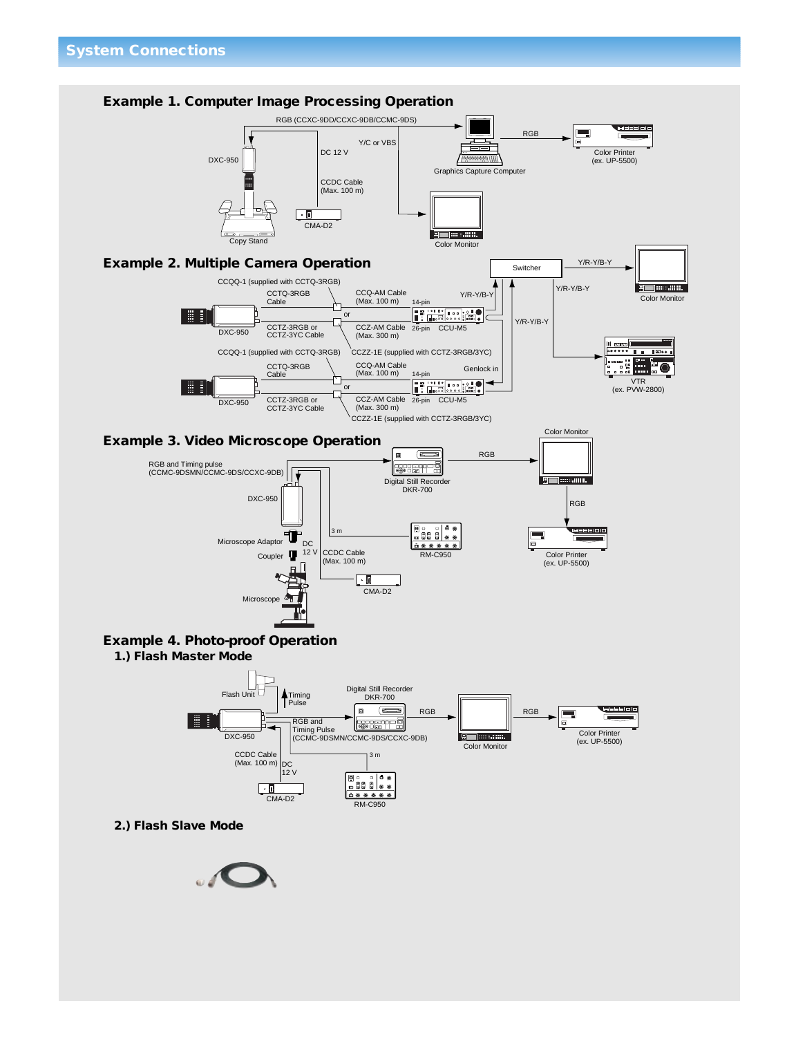# System Connections

## Example 1. Computer Image Processing Operation

RGB (CCXC-9DD/CCXC-9DB/CCMC-9DS)

DXC-950

DC 12 V

Y/C or VBS

CCDC Cable (Max. 100 m)

CMA-D2

Copy Stand

Graphics Capture Computer

RGB

Color Printer (ex. UP-5500)

Color Monitor

## Example 2. Multiple Camera Operation

CCQQ-1 (supplied with CCTQ-3RGB)

CCTQ-3RGB Cable

CCQ-AM Cable (Max. 100 m)

14-pin

or

DXC-950

CCTZ-3RGB or CCTZ-3YC Cable

CCZ-AM Cable (Max. 300 m)

26-pin

CCU-M5

CCZZ-1E (supplied with CCTZ-3RGB/3YC)

Y/R-Y/B-Y

Switcher

Color Monitor

VTR (ex. PVW-2800)

Genlock in

## Example 3. Video Microscope Operation

RGB and Timing pulse (CCMC-9DSMN/CCMC-9DS/CCXC-9DB)

Digital Still Recorder DKR-700

RGB

Color Monitor

DXC-950

Microscope Adaptor

Coupler

DC 12 V

3 m

RM-C950

CCDC Cable (Max. 100 m)

CMA-D2

Microscope

Color Printer (ex. UP-5500)

## Example 4. Photo-proof Operation

### 1.) Flash Master Mode

Flash Unit

Timing Pulse

Digital Still Recorder DKR-700

RGB and Timing Pulse (CCMC-9DSMN/CCMC-9DS/CCXC-9DB)

DXC-950

RGB

Color Monitor

Color Printer (ex. UP-5500)

CCDC Cable (Max. 100 m)

DC 12 V

3 m

CMA-D2

RM-C950

### 2.) Flash Slave Mode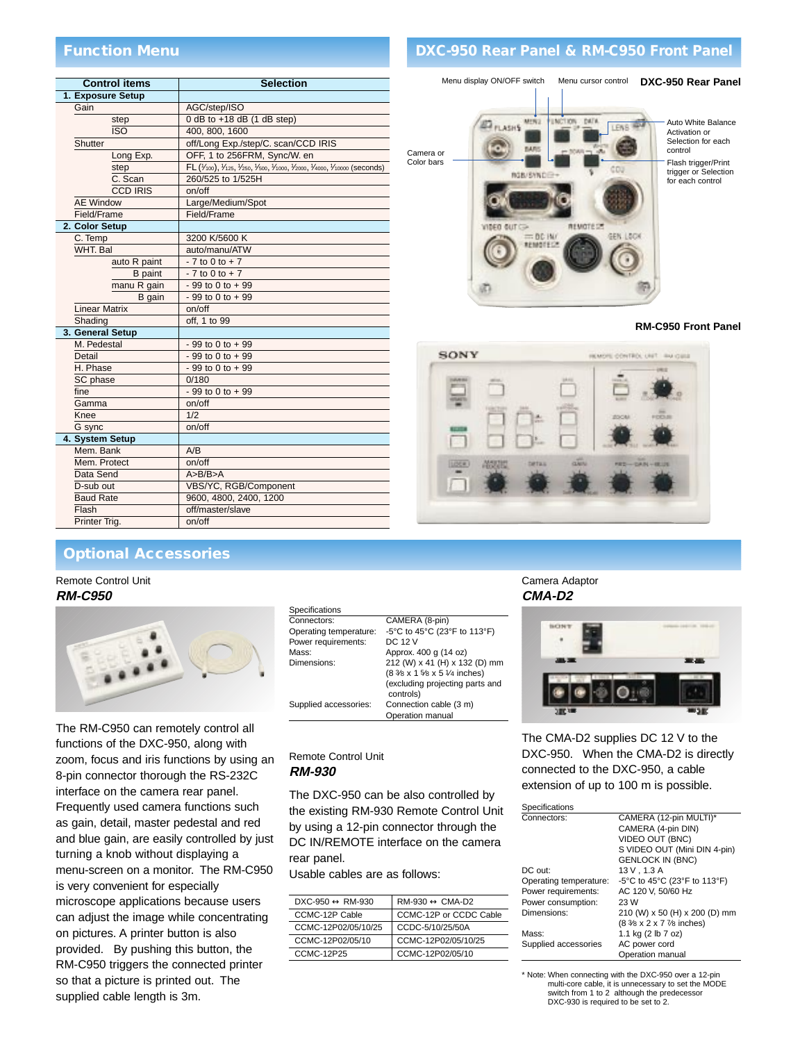## Function Menu

| Control items | | Selection |
|---|---|---|
| 1. Exposure Setup | | |
| Gain | | AGC/step/ISO |
| | step | 0 dB to +18 dB (1 dB step) |
| | ISO | 400, 800, 1600 |
| Shutter | | off/Long Exp./step/C. scan/CCD IRIS |
| | Long Exp. | OFF, 1 to 256FRM, Sync/W. en |
| | step | FL (1/100), 1/125, 1/250, 1/500, 1/1000, 1/2000, 1/4000, 1/10000 (seconds) |
| | C. Scan | 260/525 to 1/525H |
| | CCD IRIS | on/off |
| AE Window | | Large/Medium/Spot |
| Field/Frame | | Field/Frame |
| 2. Color Setup | | |
| C. Temp | | 3200 K/5600 K |
| WHT. Bal | | auto/manu/ATW |
| | auto R paint | - 7 to 0 to + 7 |
| | B paint | - 7 to 0 to + 7 |
| | manu R gain | - 99 to 0 to + 99 |
| | B gain | - 99 to 0 to + 99 |
| Linear Matrix | | on/off |
| Shading | | off, 1 to 99 |
| 3. General Setup | | |
| M. Pedestal | | - 99 to 0 to + 99 |
| Detail | | - 99 to 0 to + 99 |
| H. Phase | | - 99 to 0 to + 99 |
| SC phase | | 0/180 |
| fine | | - 99 to 0 to + 99 |
| Gamma | | on/off |
| Knee | | 1/2 |
| G sync | | on/off |
| 4. System Setup | | |
| Mem. Bank | | A/B |
| Mem. Protect | | on/off |
| Data Send | | A>B/B>A |
| D-sub out | | VBS/YC, RGB/Component |
| Baud Rate | | 9600, 4800, 2400, 1200 |
| Flash | | off/master/slave |
| Printer Trig. | | on/off |

## DXC-950 Rear Panel & RM-C950 Front Panel

**DXC-950 Rear Panel**

Menu display ON/OFF switch

Menu cursor control

Camera or Color bars

Auto White Balance Activation or Selection for each control

Flash trigger/Print trigger or Selection for each control

**RM-C950 Front Panel**

## Optional Accessories

Remote Control Unit

***RM-C950***

The RM-C950 can remotely control all functions of the DXC-950, along with zoom, focus and iris functions by using an 8-pin connector thorough the RS-232C interface on the camera rear panel. Frequently used camera functions such as gain, detail, master pedestal and red and blue gain, are easily controlled by just turning a knob without displaying a menu-screen on a monitor. The RM-C950 is very convenient for especially microscope applications because users can adjust the image while concentrating on pictures. A printer button is also provided. By pushing this button, the RM-C950 triggers the connected printer so that a picture is printed out. The supplied cable length is 3m.

Specifications

| | |
|---|---|
| Connectors: | CAMERA (8-pin) |
| Operating temperature: | -5°C to 45°C (23°F to 113°F) |
| Power requirements: | DC 12 V |
| Mass: | Approx. 400 g (14 oz) |
| Dimensions: | 212 (W) x 41 (H) x 132 (D) mm (8 3/8 x 1 5/8 x 5 1/4 inches) (excluding projecting parts and controls) |
| Supplied accessories: | Connection cable (3 m) Operation manual |

Remote Control Unit

***RM-930***

The DXC-950 can be also controlled by the existing RM-930 Remote Control Unit by using a 12-pin connector through the DC IN/REMOTE interface on the camera rear panel.

Usable cables are as follows:

| DXC-950 ↔ RM-930 | RM-930 ↔ CMA-D2 |
|---|---|
| CCMC-12P Cable | CCMC-12P or CCDC Cable |
| CCMC-12P02/05/10/25 | CCDC-5/10/25/50A |
| CCMC-12P02/05/10 | CCMC-12P02/05/10/25 |
| CCMC-12P25 | CCMC-12P02/05/10 |

Camera Adaptor

***CMA-D2***

The CMA-D2 supplies DC 12 V to the DXC-950. When the CMA-D2 is directly connected to the DXC-950, a cable extension of up to 100 m is possible.

Specifications

| | |
|---|---|
| Connectors: | CAMERA (12-pin MULTI)* CAMERA (4-pin DIN) VIDEO OUT (BNC) S VIDEO OUT (Mini DIN 4-pin) GENLOCK IN (BNC) |
| DC out: | 13 V , 1.3 A |
| Operating temperature: | -5°C to 45°C (23°F to 113°F) |
| Power requirements: | AC 120 V, 50/60 Hz |
| Power consumption: | 23 W |
| Dimensions: | 210 (W) x 50 (H) x 200 (D) mm (8 3/8 x 2 x 7 7/8 inches) |
| Mass: | 1.1 kg (2 lb 7 oz) |
| Supplied accessories | AC power cord Operation manual |

\* Note: When connecting with the DXC-950 over a 12-pin multi-core cable, it is unnecessary to set the MODE switch from 1 to 2 although the predecessor DXC-930 is required to be set to 2.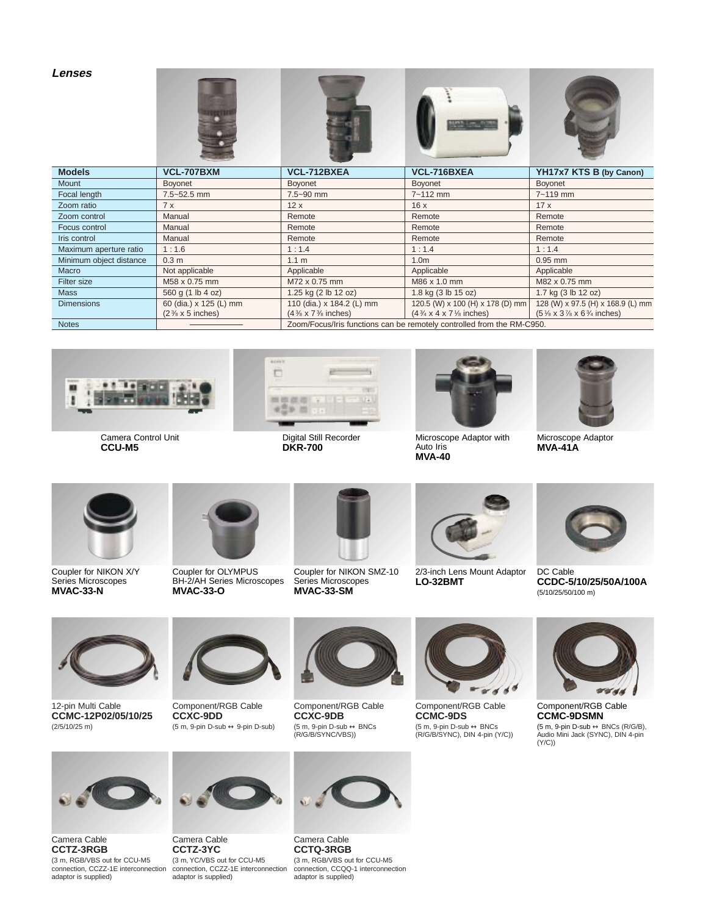## *Lenses*

| Models | VCL-707BXM | VCL-712BXEA | VCL-716BXEA | YH17x7 KTS B (by Canon) |
|---|---|---|---|---|
| Mount | Boyonet | Boyonet | Boyonet | Boyonet |
| Focal length | 7.5~52.5 mm | 7.5~90 mm | 7~112 mm | 7~119 mm |
| Zoom ratio | 7 x | 12 x | 16 x | 17 x |
| Zoom control | Manual | Remote | Remote | Remote |
| Focus control | Manual | Remote | Remote | Remote |
| Iris control | Manual | Remote | Remote | Remote |
| Maximum aperture ratio | 1 : 1.6 | 1 : 1.4 | 1 : 1.4 | 1 : 1.4 |
| Minimum object distance | 0.3 m | 1.1 m | 1.0m | 0.95 mm |
| Macro | Not applicable | Applicable | Applicable | Applicable |
| Filter size | M58 x 0.75 mm | M72 x 0.75 mm | M86 x 1.0 mm | M82 x 0.75 mm |
| Mass | 560 g (1 lb 4 oz) | 1.25 kg (2 lb 12 oz) | 1.8 kg (3 lb 15 oz) | 1.7 kg (3 lb 12 oz) |
| Dimensions | 60 (dia.) x 125 (L) mm (2 3/8 x 5 inches) | 110 (dia.) x 184.2 (L) mm (4 3/8 x 7 3/8 inches) | 120.5 (W) x 100 (H) x 178 (D) mm (4 3/4 x 4 x 7 1/8 inches) | 128 (W) x 97.5 (H) x 168.9 (L) mm (5 1/8 x 3 7/8 x 6 3/4 inches) |
| Notes | ———— | Zoom/Focus/Iris functions can be remotely controlled from the RM-C950. | | |

Camera Control Unit
**CCU-M5**

Digital Still Recorder
**DKR-700**

Microscope Adaptor with Auto Iris
**MVA-40**

Microscope Adaptor
**MVA-41A**

Coupler for NIKON X/Y Series Microscopes
**MVAC-33-N**

Coupler for OLYMPUS BH-2/AH Series Microscopes
**MVAC-33-O**

Coupler for NIKON SMZ-10 Series Microscopes
**MVAC-33-SM**

2/3-inch Lens Mount Adaptor
**LO-32BMT**

DC Cable
**CCDC-5/10/25/50A/100A**
(5/10/25/50/100 m)

12-pin Multi Cable
**CCMC-12P02/05/10/25**
(2/5/10/25 m)

Component/RGB Cable
**CCXC-9DD**
(5 m, 9-pin D-sub ↔ 9-pin D-sub)

Component/RGB Cable
**CCXC-9DB**
(5 m, 9-pin D-sub ↔ BNCs (R/G/B/SYNC/VBS))

Component/RGB Cable
**CCMC-9DS**
(5 m, 9-pin D-sub ↔ BNCs (R/G/B/SYNC), DIN 4-pin (Y/C))

Component/RGB Cable
**CCMC-9DSMN**
(5 m, 9-pin D-sub ↔ BNCs (R/G/B), Audio Mini Jack (SYNC), DIN 4-pin (Y/C))

Camera Cable
**CCTZ-3RGB**
(3 m, RGB/VBS out for CCU-M5 connection, CCZZ-1E interconnection adaptor is supplied)

Camera Cable
**CCTZ-3YC**
(3 m, YC/VBS out for CCU-M5 connection, CCZZ-1E interconnection adaptor is supplied)

Camera Cable
**CCTQ-3RGB**
(3 m, RGB/VBS out for CCU-M5 connection, CCQQ-1 interconnection adaptor is supplied)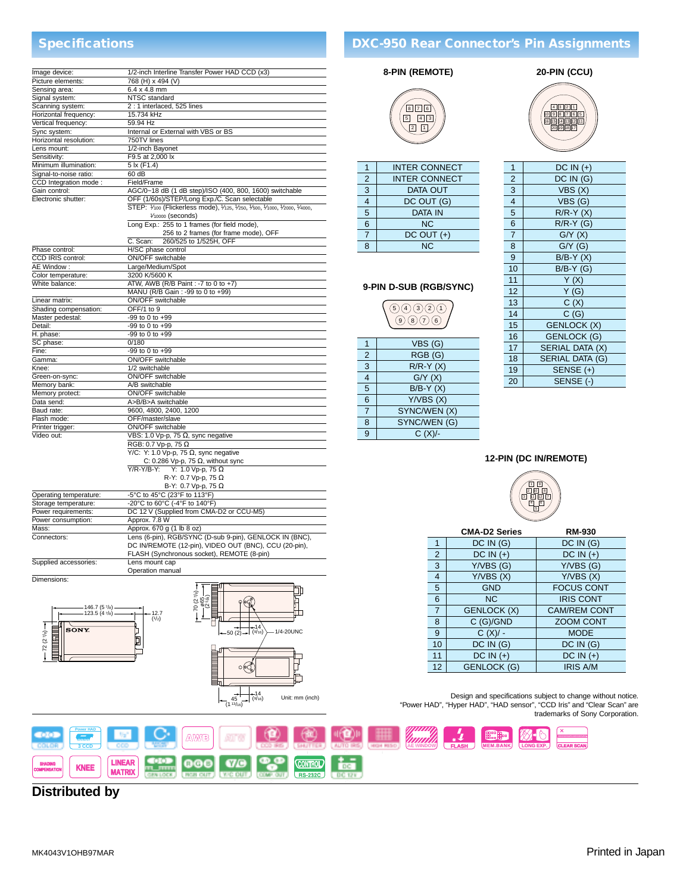## Specifications

| | |
|---|---|
| Image device: | 1/2-inch Interline Transfer Power HAD CCD (x3) |
| Picture elements: | 768 (H) x 494 (V) |
| Sensing area: | 6.4 x 4.8 mm |
| Signal system: | NTSC standard |
| Scanning system: | 2 : 1 interlaced, 525 lines |
| Horizontal frequency: | 15.734 kHz |
| Vertical frequency: | 59.94 Hz |
| Sync system: | Internal or External with VBS or BS |
| Horizontal resolution: | 750TV lines |
| Lens mount: | 1/2-inch Bayonet |
| Sensitivity: | F9.5 at 2,000 lx |
| Minimum illumination: | 5 lx (F1.4) |
| Signal-to-noise ratio: | 60 dB |
| CCD Integration mode : | Field/Frame |
| Gain control: | AGC/0~18 dB (1 dB step)/ISO (400, 800, 1600) switchable |
| Electronic shutter: | OFF (1/60s)/STEP/Long Exp./C. Scan selectable |
| | STEP: 1/100 (Flickerless mode), 1/125, 1/250, 1/500, 1/1000, 1/2000, 1/4000, 1/10000 (seconds) |
| | Long Exp.: 255 to 1 frames (for field mode), 256 to 2 frames (for frame mode), OFF |
| | C. Scan: 260/525 to 1/525H, OFF |
| Phase control: | H/SC phase control |
| CCD IRIS control: | ON/OFF switchable |
| AE Window : | Large/Medium/Spot |
| Color temperature: | 3200 K/5600 K |
| White balance: | ATW, AWB (R/B Paint : -7 to 0 to +7) |
| | MANU (R/B Gain : -99 to 0 to +99) |
| Linear matrix: | ON/OFF switchable |
| Shading compensation: | OFF/1 to 9 |
| Master pedestal: | -99 to 0 to +99 |
| Detail: | -99 to 0 to +99 |
| H. phase: | -99 to 0 to +99 |
| SC phase: | 0/180 |
| Fine: | -99 to 0 to +99 |
| Gamma: | ON/OFF switchable |
| Knee: | 1/2 switchable |
| Green-on-sync: | ON/OFF switchable |
| Memory bank: | A/B switchable |
| Memory protect: | ON/OFF switchable |
| Data send: | A>B/B>A switchable |
| Baud rate: | 9600, 4800, 2400, 1200 |
| Flash mode: | OFF/master/slave |
| Printer trigger: | ON/OFF switchable |
| Video out: | VBS: 1.0 Vp-p, 75 Ω, sync negative |
| | RGB: 0.7 Vp-p, 75 Ω |
| | Y/C: Y: 1.0 Vp-p, 75 Ω, sync negative; C: 0.286 Vp-p, 75 Ω, without sync |
| | Y/R-Y/B-Y: Y: 1.0 Vp-p, 75 Ω; R-Y: 0.7 Vp-p, 75 Ω; B-Y: 0.7 Vp-p, 75 Ω |
| Operating temperature: | -5°C to 45°C (23°F to 113°F) |
| Storage temperature: | -20°C to 60°C (-4°F to 140°F) |
| Power requirements: | DC 12 V (Supplied from CMA-D2 or CCU-M5) |
| Power consumption: | Approx. 7.8 W |
| Mass: | Approx. 670 g (1 lb 8 oz) |
| Connectors: | Lens (6-pin), RGB/SYNC (D-sub 9-pin), GENLOCK IN (BNC), DC IN/REMOTE (12-pin), VIDEO OUT (BNC), CCU (20-pin), FLASH (Synchronous socket), REMOTE (8-pin) |
| Supplied accessories: | Lens mount cap |
| | Operation manual |
| Dimensions: | |

146.7 (5 7/8)
123.5 (4 7/8)
12.7 (1/2)
72 (2 7/8)
70 (2 7/8)
ø65 (2 5/8)
50 (2)
14 (9/16)
1/4-20UNC
45 (1 13/16)
14 (9/16)
Unit: mm (inch)

## DXC-950 Rear Connector's Pin Assignments

### 8-PIN (REMOTE)

| | |
|---|---|
| 1 | INTER CONNECT |
| 2 | INTER CONNECT |
| 3 | DATA OUT |
| 4 | DC OUT (G) |
| 5 | DATA IN |
| 6 | NC |
| 7 | DC OUT (+) |
| 8 | NC |

### 20-PIN (CCU)

| | |
|---|---|
| 1 | DC IN (+) |
| 2 | DC IN (G) |
| 3 | VBS (X) |
| 4 | VBS (G) |
| 5 | R/R-Y (X) |
| 6 | R/R-Y (G) |
| 7 | G/Y (X) |
| 8 | G/Y (G) |
| 9 | B/B-Y (X) |
| 10 | B/B-Y (G) |
| 11 | Y (X) |
| 12 | Y (G) |
| 13 | C (X) |
| 14 | C (G) |
| 15 | GENLOCK (X) |
| 16 | GENLOCK (G) |
| 17 | SERIAL DATA (X) |
| 18 | SERIAL DATA (G) |
| 19 | SENSE (+) |
| 20 | SENSE (-) |

### 9-PIN D-SUB (RGB/SYNC)

| | |
|---|---|
| 1 | VBS (G) |
| 2 | RGB (G) |
| 3 | R/R-Y (X) |
| 4 | G/Y (X) |
| 5 | B/B-Y (X) |
| 6 | Y/VBS (X) |
| 7 | SYNC/WEN (X) |
| 8 | SYNC/WEN (G) |
| 9 | C (X)/- |

### 12-PIN (DC IN/REMOTE)

| | CMA-D2 Series | RM-930 |
|---|---|---|
| 1 | DC IN (G) | DC IN (G) |
| 2 | DC IN (+) | DC IN (+) |
| 3 | Y/VBS (G) | Y/VBS (G) |
| 4 | Y/VBS (X) | Y/VBS (X) |
| 5 | GND | FOCUS CONT |
| 6 | NC | IRIS CONT |
| 7 | GENLOCK (X) | CAM/REM CONT |
| 8 | C (G)/GND | ZOOM CONT |
| 9 | C (X)/ - | MODE |
| 10 | DC IN (G) | DC IN (G) |
| 11 | DC IN (+) | DC IN (+) |
| 12 | GENLOCK (G) | IRIS A/M |

Design and specifications subject to change without notice.
"Power HAD", "Hyper HAD", "HAD sensor", "CCD Iris" and "Clear Scan" are trademarks of Sony Corporation.

COLOR · 3 CCD · CCD · AWB · ATW · CCD IRIS · SHUTTER · AUTO IRIS · HIGH RESO · AE WINDOW · FLASH · MEM.BANK · LONG EXP. · CLEAR SCAN · SHADING COMPENSATION · KNEE · LINEAR MATRIX · GEN LOCK · RGB OUT · Y/C OUT · COMP. OUT · CONTROL RS-232C · DC 12V

**Distributed by**

MK4043V1OHB97MAR

Printed in Japan